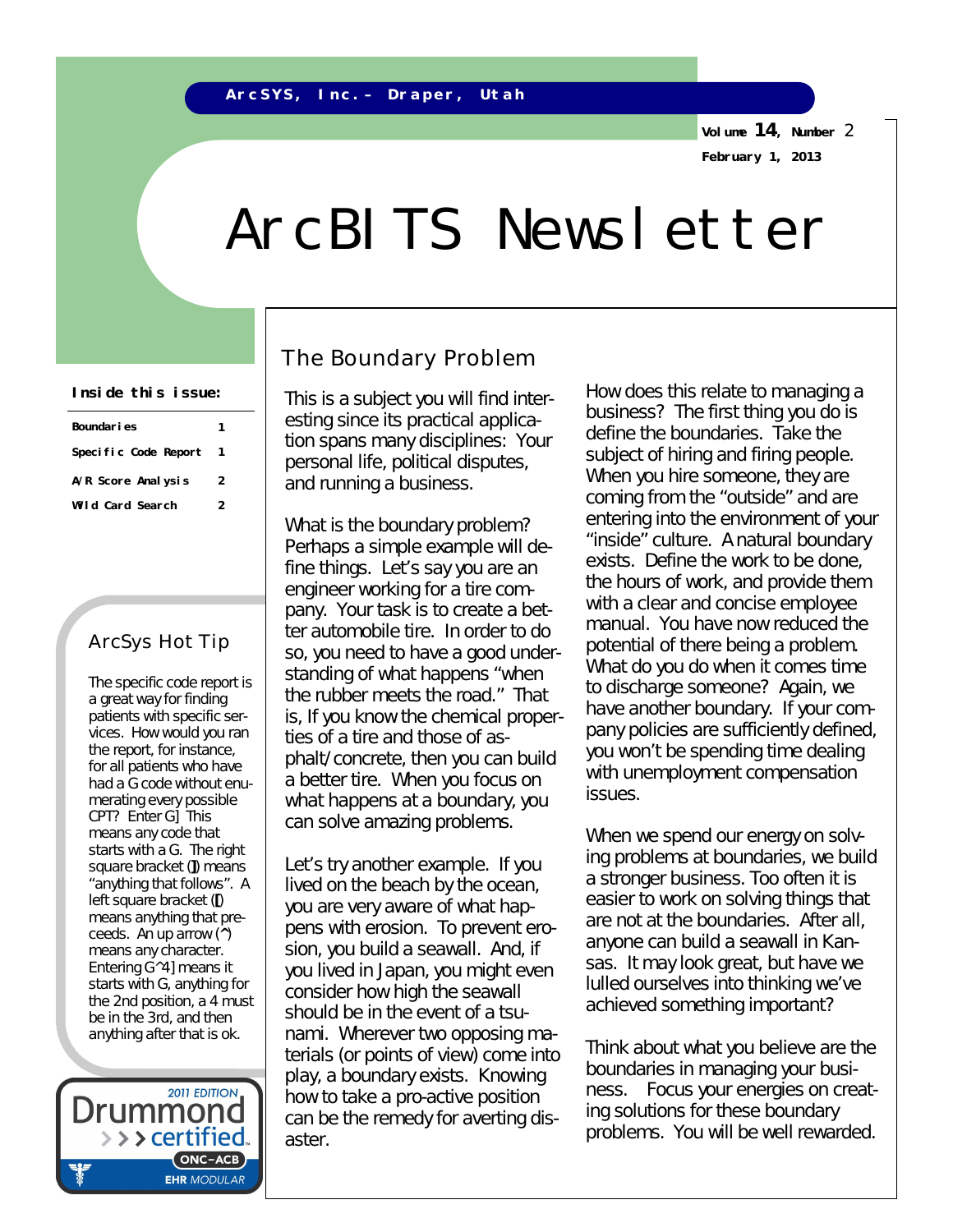ArcSYS, Inc.– Draper, Utah

**Volume 14, Number 2**
**February 1, 2013**

# ArcBITS Newsletter

**Inside this issue:**

| | |
|---|---|
| Boundaries | 1 |
| Specific Code Report | 1 |
| A/R Score Analysis | 2 |
| Wild Card Search | 2 |

## The Boundary Problem

This is a subject you will find interesting since its practical application spans many disciplines: Your personal life, political disputes, and running a business.

What is the boundary problem? Perhaps a simple example will define things. Let's say you are an engineer working for a tire company. Your task is to create a better automobile tire. In order to do so, you need to have a good understanding of what happens "when the rubber meets the road." That is, If you know the chemical properties of a tire and those of asphalt/concrete, then you can build a better tire. When you focus on what happens at a boundary, you can solve amazing problems.

Let's try another example. If you lived on the beach by the ocean, you are very aware of what happens with erosion. To prevent erosion, you build a seawall. And, if you lived in Japan, you might even consider how high the seawall should be in the event of a tsunami. Wherever two opposing materials (or points of view) come into play, a boundary exists. Knowing how to take a pro-active position can be the remedy for averting disaster.

How does this relate to managing a business? The first thing you do is define the boundaries. Take the subject of hiring and firing people. When you hire someone, they are coming from the "outside" and are entering into the environment of your "inside" culture. A natural boundary exists. Define the work to be done, the hours of work, and provide them with a clear and concise employee manual. You have now reduced the potential of there being a problem. What do you do when it comes time to discharge someone? Again, we have another boundary. If your company policies are sufficiently defined, you won't be spending time dealing with unemployment compensation issues.

When we spend our energy on solving problems at boundaries, we build a stronger business. Too often it is easier to work on solving things that are not at the boundaries. After all, anyone can build a seawall in Kansas. It may look great, but have we lulled ourselves into thinking we've achieved something important?

Think about what you believe are the boundaries in managing your business. Focus your energies on creating solutions for these boundary problems. You will be well rewarded.

## ArcSys Hot Tip

The specific code report is a great way for finding patients with specific services. How would you ran the report, for instance, for all patients who have had a G code without enumerating every possible CPT? Enter G] This means any code that starts with a G. The right square bracket (]) means "anything that follows". A left square bracket ([) means anything that preceeds. An up arrow (^) means any character. Entering G^4] means it starts with G, anything for the 2nd position, a 4 must be in the 3rd, and then anything after that is ok.

2011 EDITION Drummond certified ONC–ACB EHR MODULAR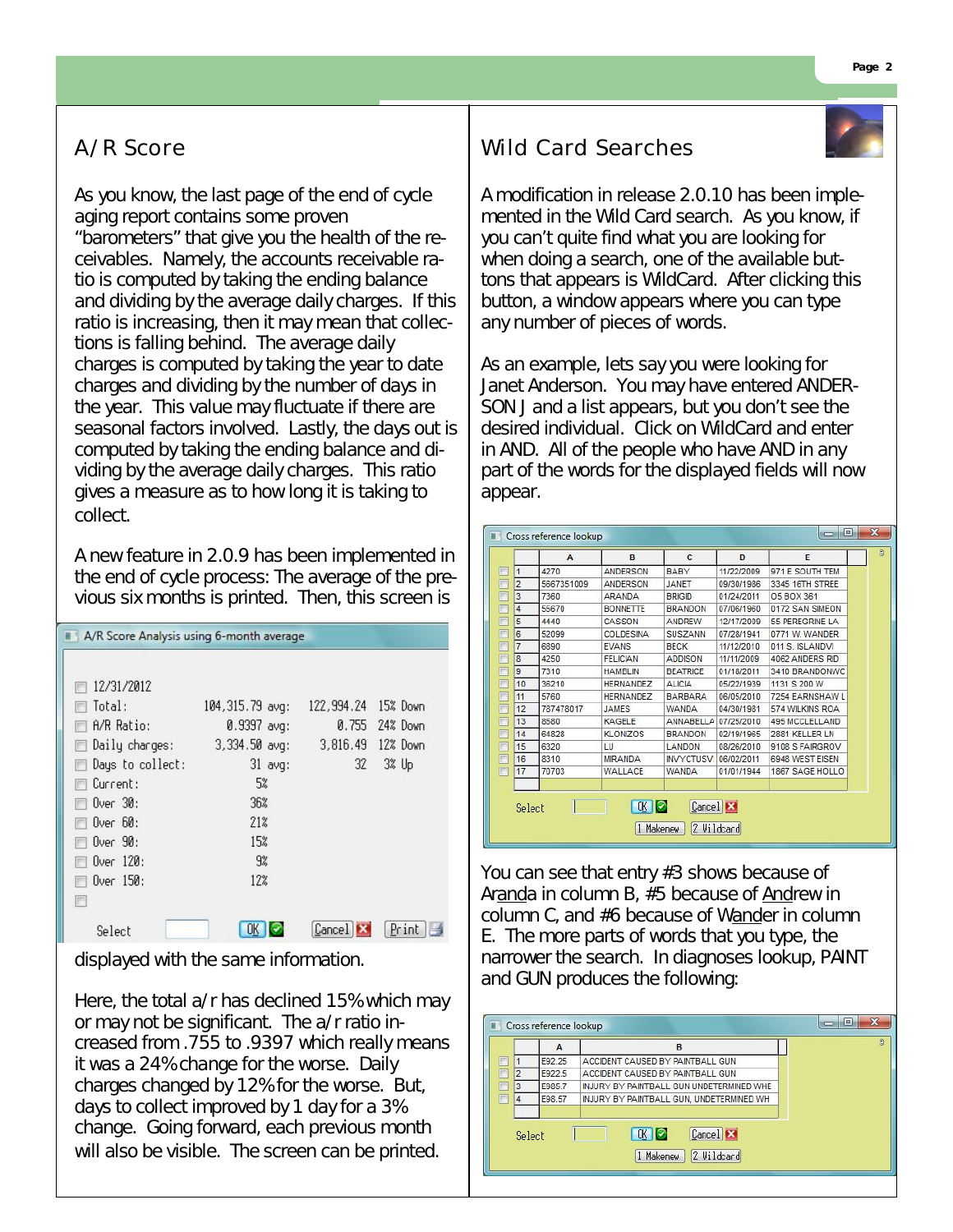## A/R Score

As you know, the last page of the end of cycle aging report contains some proven "barometers" that give you the health of the receivables. Namely, the accounts receivable ratio is computed by taking the ending balance and dividing by the average daily charges. If this ratio is increasing, then it may mean that collections is falling behind. The average daily charges is computed by taking the year to date charges and dividing by the number of days in the year. This value may fluctuate if there are seasonal factors involved. Lastly, the days out is computed by taking the ending balance and dividing by the average daily charges. This ratio gives a measure as to how long it is taking to collect.

A new feature in 2.0.9 has been implemented in the end of cycle process: The average of the previous six months is printed. Then, this screen is

A/R Score Analysis using 6-month average

| | | | | |
|---|---|---|---|---|
| 12/31/2012 | | | | |
| Total: | 104,315.79 avg: | 122,994.24 | 15% Down | |
| A/R Ratio: | 0.9397 avg: | 0.755 | 24% Down | |
| Daily charges: | 3,334.50 avg: | 3,816.49 | 12% Down | |
| Days to collect: | 31 avg: | 32 | 3% Up | |
| Current: | 5% | | | |
| Over 30: | 36% | | | |
| Over 60: | 21% | | | |
| Over 90: | 15% | | | |
| Over 120: | 9% | | | |
| Over 150: | 12% | | | |

Select OK Cancel Print

displayed with the same information.

Here, the total a/r has declined 15% which may or may not be significant. The a/r ratio increased from .755 to .9397 which really means it was a 24% change for the worse. Daily charges changed by 12% for the worse. But, days to collect improved by 1 day for a 3% change. Going forward, each previous month will also be visible. The screen can be printed.

## Wild Card Searches

A modification in release 2.0.10 has been implemented in the Wild Card search. As you know, if you can't quite find what you are looking for when doing a search, one of the available buttons that appears is WildCard. After clicking this button, a window appears where you can type any number of pieces of words.

As an example, lets say you were looking for Janet Anderson. You may have entered ANDERSON J and a list appears, but you don't see the desired individual. Click on WildCard and enter in AND. All of the people who have AND in any part of the words for the displayed fields will now appear.

Cross reference lookup

| | A | B | C | D | E |
|---|---|---|---|---|---|
| 1 | 4270 | ANDERSON | BABY | 11/22/2009 | 971 E SOUTH TEM |
| 2 | 5667351009 | ANDERSON | JANET | 09/30/1986 | 3345 16TH STREE |
| 3 | 7360 | ARANDA | BRIGID | 01/24/2011 | O5 BOX 361 |
| 4 | 55670 | BONNETTE | BRANDON | 07/06/1960 | 0172 SAN SIMEON |
| 5 | 4440 | CASSON | ANDREW | 12/17/2009 | 55 PEREGRINE LA |
| 6 | 52099 | COLDESINA | SUSZANN | 07/28/1941 | 0771 W. WANDER |
| 7 | 6890 | EVANS | BECK | 11/12/2010 | 011 S. ISLANDVI |
| 8 | 4250 | FELICAN | ADDISON | 11/11/2009 | 4062 ANDERS RD |
| 9 | 7310 | HAMBLIN | BEATRICE | 01/18/2011 | 3410 BRANDONWC |
| 10 | 36210 | HERNANDEZ | ALICIA | 05/22/1939 | 1131 S 200 W |
| 11 | 5760 | HERNANDEZ | BARBARA | 06/05/2010 | 7254 EARNSHAW L |
| 12 | 787478017 | JAMES | WANDA | 04/30/1981 | 574 WILKINS ROA |
| 13 | 8580 | KAGELE | ANNABELLA | 07/25/2010 | 495 MCCLELLAND |
| 14 | 64828 | KLONIZOS | BRANDON | 02/19/1965 | 2881 KELLER LN |
| 15 | 6320 | LU | LANDON | 08/26/2010 | 9108 S FAIRGROV |
| 16 | 8310 | MIRANDA | INVYCTUSV | 06/02/2011 | 6948 WEST EISEN |
| 17 | 70703 | WALLACE | WANDA | 01/01/1944 | 1867 SAGE HOLLO |

Select OK Cancel
1 Makenew 2 Wildcard

You can see that entry #3 shows because of Aranda in column B, #5 because of Andrew in column C, and #6 because of Wander in column E. The more parts of words that you type, the narrower the search. In diagnoses lookup, PAINT and GUN produces the following:

Cross reference lookup

| | A | B |
|---|---|---|
| 1 | E92.25 | ACCIDENT CAUSED BY PAINTBALL GUN |
| 2 | E922.5 | ACCIDENT CAUSED BY PAINTBALL GUN |
| 3 | E985.7 | INJURY BY PAINTBALL GUN UNDETERMINED WHE |
| 4 | E98.57 | INJURY BY PAINTBALL GUN, UNDETERMINED WH |

Select OK Cancel
1 Makenew 2 Wildcard